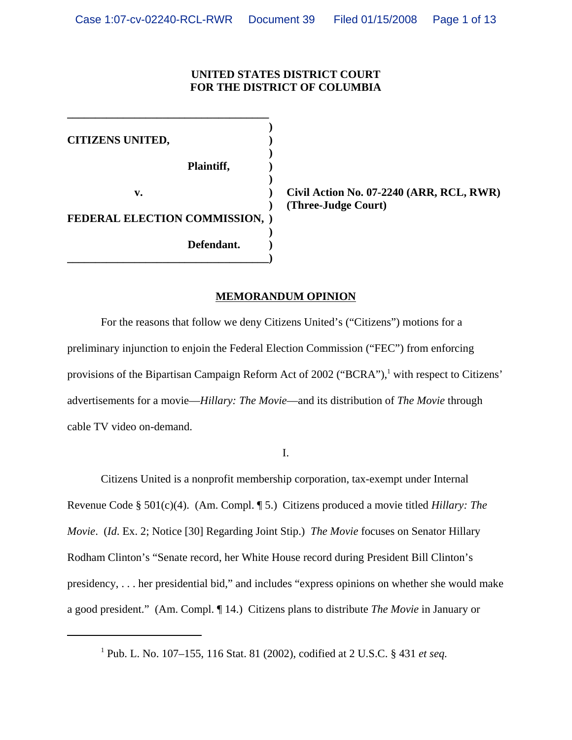**UNITED STATES DISTRICT COURT**
**FOR THE DISTRICT OF COLUMBIA**

| | |
|---|---|
| **CITIZENS UNITED,** <br> **Plaintiff,** <br> **v.** <br> **FEDERAL ELECTION COMMISSION,** <br> **Defendant.** | **Civil Action No. 07-2240 (ARR, RCL, RWR)** <br> **(Three-Judge Court)** |

## MEMORANDUM OPINION

For the reasons that follow we deny Citizens United's ("Citizens") motions for a preliminary injunction to enjoin the Federal Election Commission ("FEC") from enforcing provisions of the Bipartisan Campaign Reform Act of 2002 ("BCRA"),[1] with respect to Citizens' advertisements for a movie—*Hillary: The Movie*—and its distribution of *The Movie* through cable TV video on-demand.

I.

Citizens United is a nonprofit membership corporation, tax-exempt under Internal Revenue Code § 501(c)(4). (Am. Compl. ¶ 5.) Citizens produced a movie titled *Hillary: The Movie*. (*Id*. Ex. 2; Notice [30] Regarding Joint Stip.) *The Movie* focuses on Senator Hillary Rodham Clinton's "Senate record, her White House record during President Bill Clinton's presidency, . . . her presidential bid," and includes "express opinions on whether she would make a good president." (Am. Compl. ¶ 14.) Citizens plans to distribute *The Movie* in January or

---

[1] Pub. L. No. 107–155, 116 Stat. 81 (2002), codified at 2 U.S.C. § 431 *et seq.*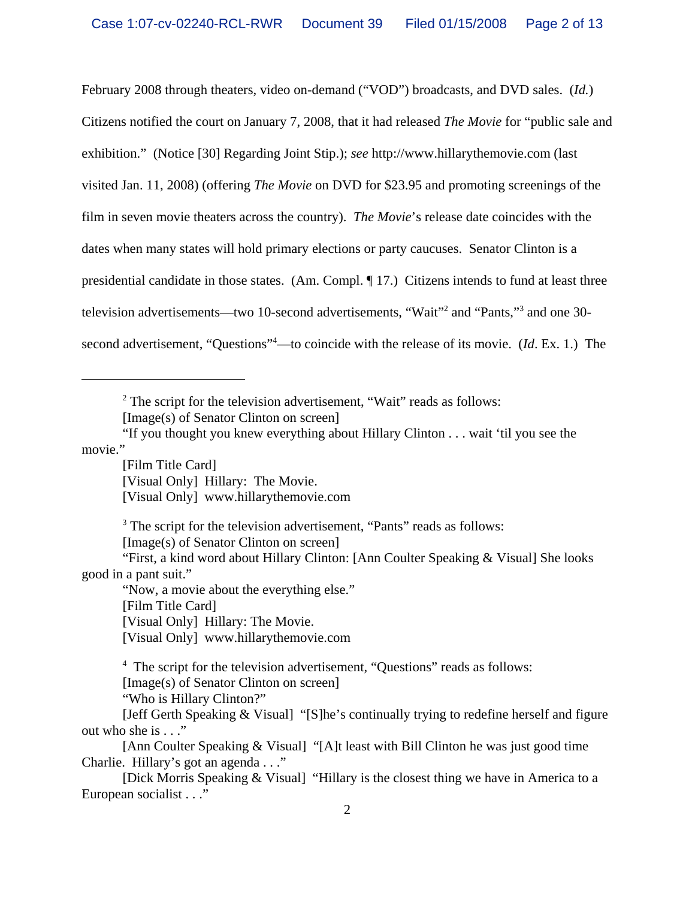February 2008 through theaters, video on-demand ("VOD") broadcasts, and DVD sales. (*Id.*) Citizens notified the court on January 7, 2008, that it had released *The Movie* for "public sale and exhibition." (Notice [30] Regarding Joint Stip.); *see* http://www.hillarythemovie.com (last visited Jan. 11, 2008) (offering *The Movie* on DVD for $23.95 and promoting screenings of the film in seven movie theaters across the country). *The Movie*'s release date coincides with the dates when many states will hold primary elections or party caucuses. Senator Clinton is a presidential candidate in those states. (Am. Compl. ¶ 17.) Citizens intends to fund at least three television advertisements—two 10-second advertisements, "Wait"[2] and "Pants,"[3] and one 30-second advertisement, "Questions"[4]—to coincide with the release of its movie. (*Id*. Ex. 1.) The

---

[2] The script for the television advertisement, "Wait" reads as follows:

[Image(s) of Senator Clinton on screen]

"If you thought you knew everything about Hillary Clinton . . . wait 'til you see the movie."

[Film Title Card]

[Visual Only] Hillary: The Movie.

[Visual Only] www.hillarythemovie.com

[3] The script for the television advertisement, "Pants" reads as follows:

[Image(s) of Senator Clinton on screen]

"First, a kind word about Hillary Clinton: [Ann Coulter Speaking & Visual] She looks good in a pant suit."

"Now, a movie about the everything else."

[Film Title Card]

[Visual Only] Hillary: The Movie.

[Visual Only] www.hillarythemovie.com

[4] The script for the television advertisement, "Questions" reads as follows:

[Image(s) of Senator Clinton on screen]

"Who is Hillary Clinton?"

[Jeff Gerth Speaking & Visual] "[S]he's continually trying to redefine herself and figure out who she is . . ."

[Ann Coulter Speaking & Visual] "[A]t least with Bill Clinton he was just good time Charlie. Hillary's got an agenda . . ."

[Dick Morris Speaking & Visual] "Hillary is the closest thing we have in America to a European socialist . . ."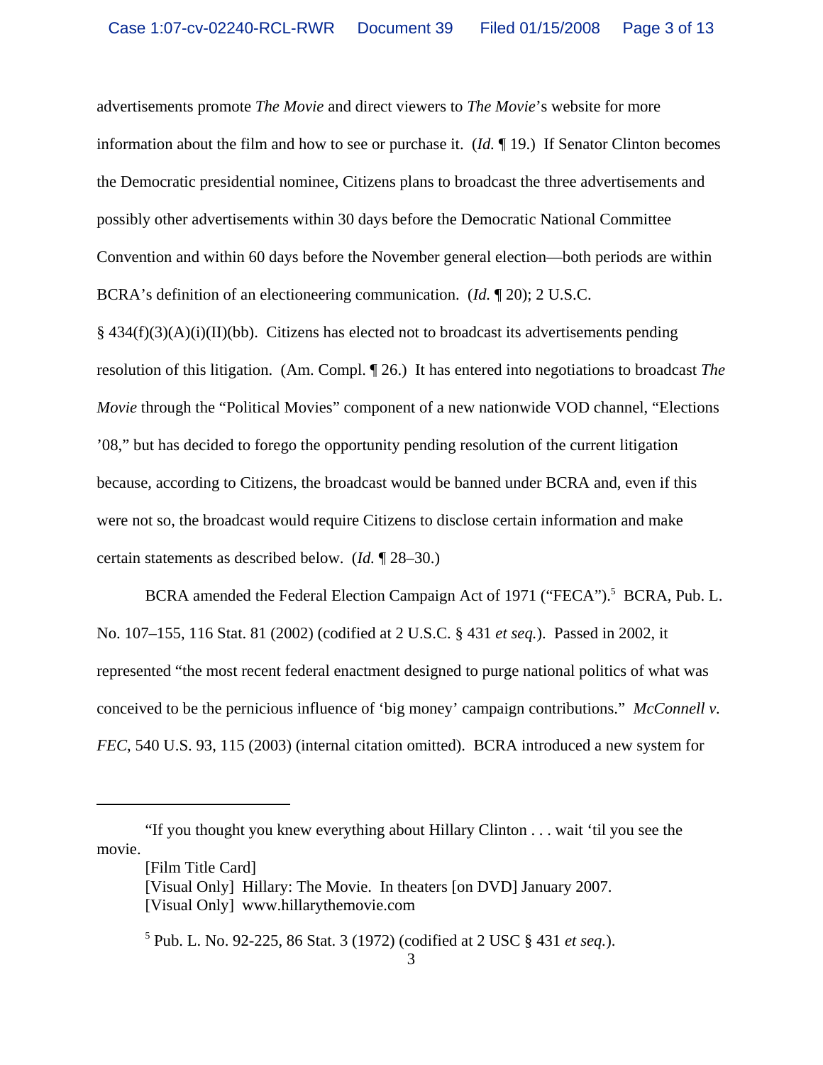advertisements promote *The Movie* and direct viewers to *The Movie*'s website for more information about the film and how to see or purchase it. (*Id.* ¶ 19.) If Senator Clinton becomes the Democratic presidential nominee, Citizens plans to broadcast the three advertisements and possibly other advertisements within 30 days before the Democratic National Committee Convention and within 60 days before the November general election—both periods are within BCRA's definition of an electioneering communication. (*Id.* ¶ 20); 2 U.S.C. § 434(f)(3)(A)(i)(II)(bb). Citizens has elected not to broadcast its advertisements pending resolution of this litigation. (Am. Compl. ¶ 26.) It has entered into negotiations to broadcast *The Movie* through the "Political Movies" component of a new nationwide VOD channel, "Elections '08," but has decided to forego the opportunity pending resolution of the current litigation because, according to Citizens, the broadcast would be banned under BCRA and, even if this were not so, the broadcast would require Citizens to disclose certain information and make certain statements as described below. (*Id.* ¶ 28–30.)

BCRA amended the Federal Election Campaign Act of 1971 ("FECA").[5] BCRA, Pub. L. No. 107–155, 116 Stat. 81 (2002) (codified at 2 U.S.C. § 431 *et seq.*). Passed in 2002, it represented "the most recent federal enactment designed to purge national politics of what was conceived to be the pernicious influence of 'big money' campaign contributions." *McConnell v. FEC*, 540 U.S. 93, 115 (2003) (internal citation omitted). BCRA introduced a new system for

---

"If you thought you knew everything about Hillary Clinton . . . wait 'til you see the movie.

[Film Title Card]
[Visual Only] Hillary: The Movie. In theaters [on DVD] January 2007.
[Visual Only] www.hillarythemovie.com

[5] Pub. L. No. 92-225, 86 Stat. 3 (1972) (codified at 2 USC § 431 *et seq.*).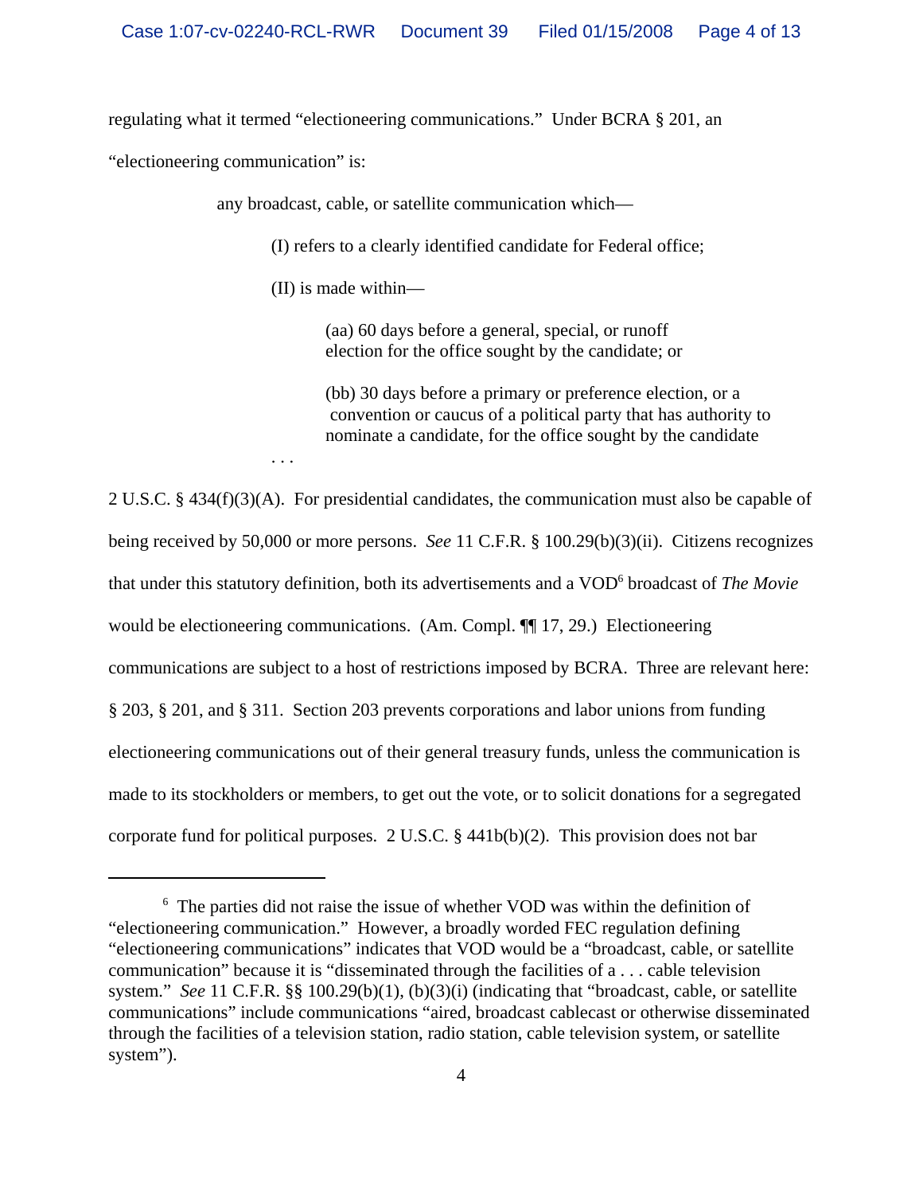regulating what it termed "electioneering communications." Under BCRA § 201, an "electioneering communication" is:

> any broadcast, cable, or satellite communication which—
>
> (I) refers to a clearly identified candidate for Federal office;
>
> (II) is made within—
>
> (aa) 60 days before a general, special, or runoff election for the office sought by the candidate; or
>
> (bb) 30 days before a primary or preference election, or a convention or caucus of a political party that has authority to nominate a candidate, for the office sought by the candidate
>
> . . .

2 U.S.C. § 434(f)(3)(A). For presidential candidates, the communication must also be capable of being received by 50,000 or more persons. *See* 11 C.F.R. § 100.29(b)(3)(ii). Citizens recognizes that under this statutory definition, both its advertisements and a VOD[6] broadcast of *The Movie* would be electioneering communications. (Am. Compl. ¶¶ 17, 29.) Electioneering communications are subject to a host of restrictions imposed by BCRA. Three are relevant here: § 203, § 201, and § 311. Section 203 prevents corporations and labor unions from funding electioneering communications out of their general treasury funds, unless the communication is made to its stockholders or members, to get out the vote, or to solicit donations for a segregated corporate fund for political purposes. 2 U.S.C. § 441b(b)(2). This provision does not bar

---

[6] The parties did not raise the issue of whether VOD was within the definition of "electioneering communication." However, a broadly worded FEC regulation defining "electioneering communications" indicates that VOD would be a "broadcast, cable, or satellite communication" because it is "disseminated through the facilities of a . . . cable television system." *See* 11 C.F.R. §§ 100.29(b)(1), (b)(3)(i) (indicating that "broadcast, cable, or satellite communications" include communications "aired, broadcast cablecast or otherwise disseminated through the facilities of a television station, radio station, cable television system, or satellite system").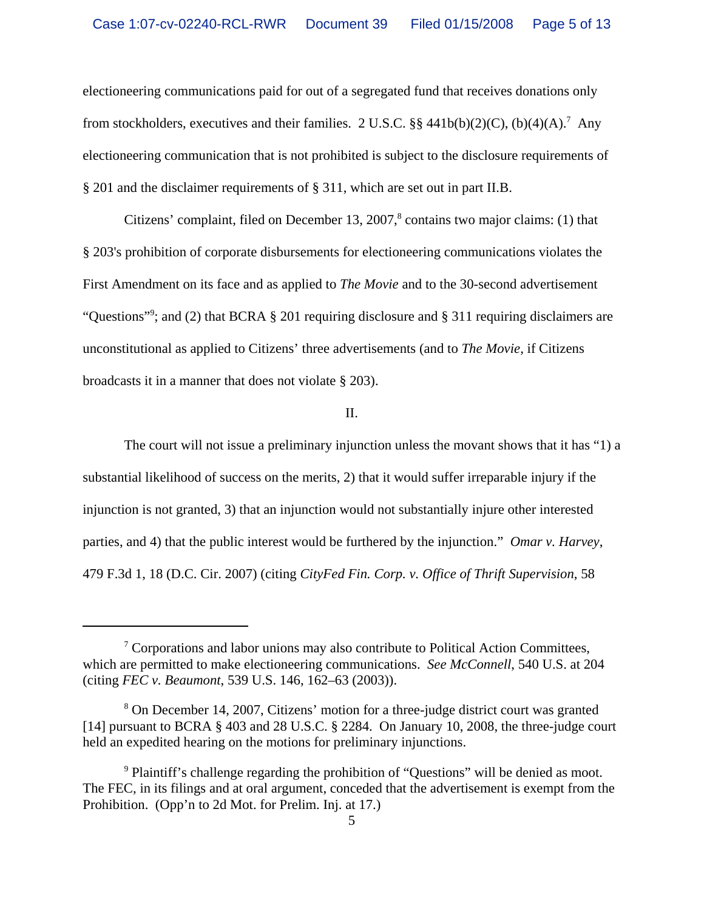electioneering communications paid for out of a segregated fund that receives donations only from stockholders, executives and their families. 2 U.S.C. §§ 441b(b)(2)(C), (b)(4)(A).[7] Any electioneering communication that is not prohibited is subject to the disclosure requirements of § 201 and the disclaimer requirements of § 311, which are set out in part II.B.

Citizens' complaint, filed on December 13, 2007,[8] contains two major claims: (1) that § 203's prohibition of corporate disbursements for electioneering communications violates the First Amendment on its face and as applied to *The Movie* and to the 30-second advertisement "Questions"[9]; and (2) that BCRA § 201 requiring disclosure and § 311 requiring disclaimers are unconstitutional as applied to Citizens' three advertisements (and to *The Movie*, if Citizens broadcasts it in a manner that does not violate § 203).

II.

The court will not issue a preliminary injunction unless the movant shows that it has "1) a substantial likelihood of success on the merits, 2) that it would suffer irreparable injury if the injunction is not granted, 3) that an injunction would not substantially injure other interested parties, and 4) that the public interest would be furthered by the injunction." *Omar v. Harvey*, 479 F.3d 1, 18 (D.C. Cir. 2007) (citing *CityFed Fin. Corp. v. Office of Thrift Supervision*, 58

---

[7] Corporations and labor unions may also contribute to Political Action Committees, which are permitted to make electioneering communications. *See McConnell*, 540 U.S. at 204 (citing *FEC v. Beaumont*, 539 U.S. 146, 162–63 (2003)).

[8] On December 14, 2007, Citizens' motion for a three-judge district court was granted [14] pursuant to BCRA § 403 and 28 U.S.C. § 2284. On January 10, 2008, the three-judge court held an expedited hearing on the motions for preliminary injunctions.

[9] Plaintiff's challenge regarding the prohibition of "Questions" will be denied as moot. The FEC, in its filings and at oral argument, conceded that the advertisement is exempt from the Prohibition. (Opp'n to 2d Mot. for Prelim. Inj. at 17.)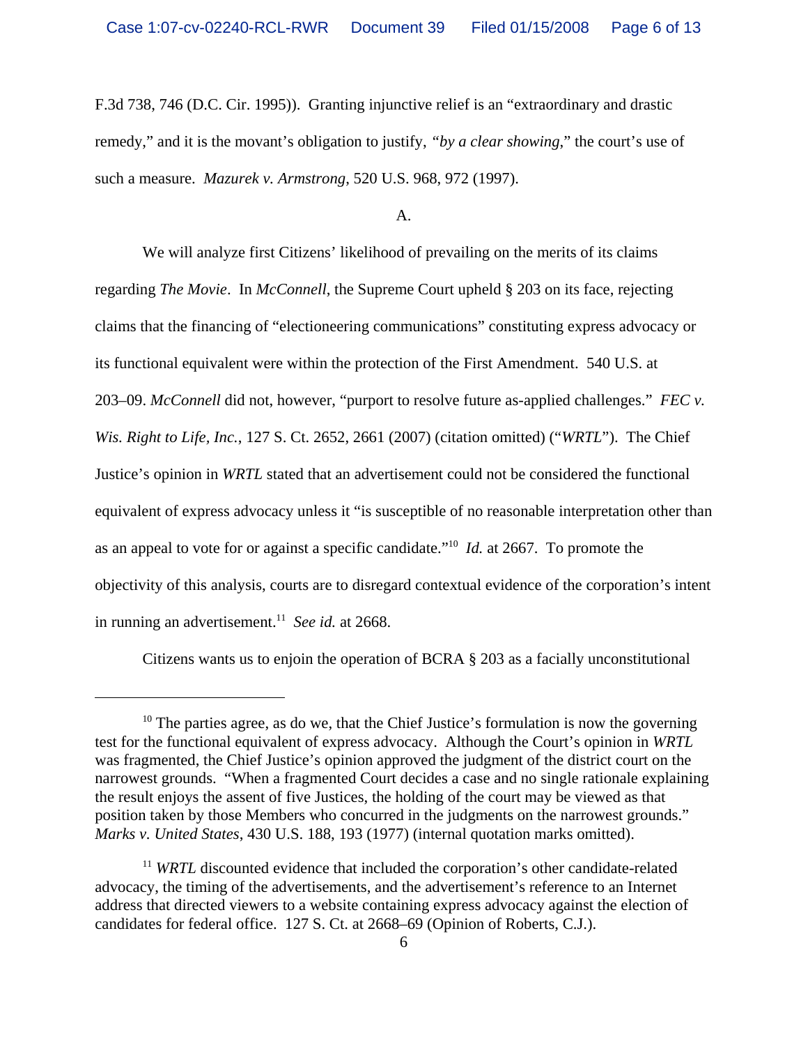F.3d 738, 746 (D.C. Cir. 1995)). Granting injunctive relief is an "extraordinary and drastic remedy," and it is the movant's obligation to justify, *"by a clear showing*," the court's use of such a measure. *Mazurek v. Armstrong*, 520 U.S. 968, 972 (1997).

A.

We will analyze first Citizens' likelihood of prevailing on the merits of its claims regarding *The Movie*. In *McConnell*, the Supreme Court upheld § 203 on its face, rejecting claims that the financing of "electioneering communications" constituting express advocacy or its functional equivalent were within the protection of the First Amendment. 540 U.S. at 203–09. *McConnell* did not, however, "purport to resolve future as-applied challenges." *FEC v. Wis. Right to Life, Inc.*, 127 S. Ct. 2652, 2661 (2007) (citation omitted) ("*WRTL*"). The Chief Justice's opinion in *WRTL* stated that an advertisement could not be considered the functional equivalent of express advocacy unless it "is susceptible of no reasonable interpretation other than as an appeal to vote for or against a specific candidate."[10] *Id.* at 2667. To promote the objectivity of this analysis, courts are to disregard contextual evidence of the corporation's intent in running an advertisement.[11] *See id.* at 2668.

Citizens wants us to enjoin the operation of BCRA § 203 as a facially unconstitutional

---

[10] The parties agree, as do we, that the Chief Justice's formulation is now the governing test for the functional equivalent of express advocacy. Although the Court's opinion in *WRTL* was fragmented, the Chief Justice's opinion approved the judgment of the district court on the narrowest grounds. "When a fragmented Court decides a case and no single rationale explaining the result enjoys the assent of five Justices, the holding of the court may be viewed as that position taken by those Members who concurred in the judgments on the narrowest grounds." *Marks v. United States*, 430 U.S. 188, 193 (1977) (internal quotation marks omitted).

[11] *WRTL* discounted evidence that included the corporation's other candidate-related advocacy, the timing of the advertisements, and the advertisement's reference to an Internet address that directed viewers to a website containing express advocacy against the election of candidates for federal office. 127 S. Ct. at 2668–69 (Opinion of Roberts, C.J.).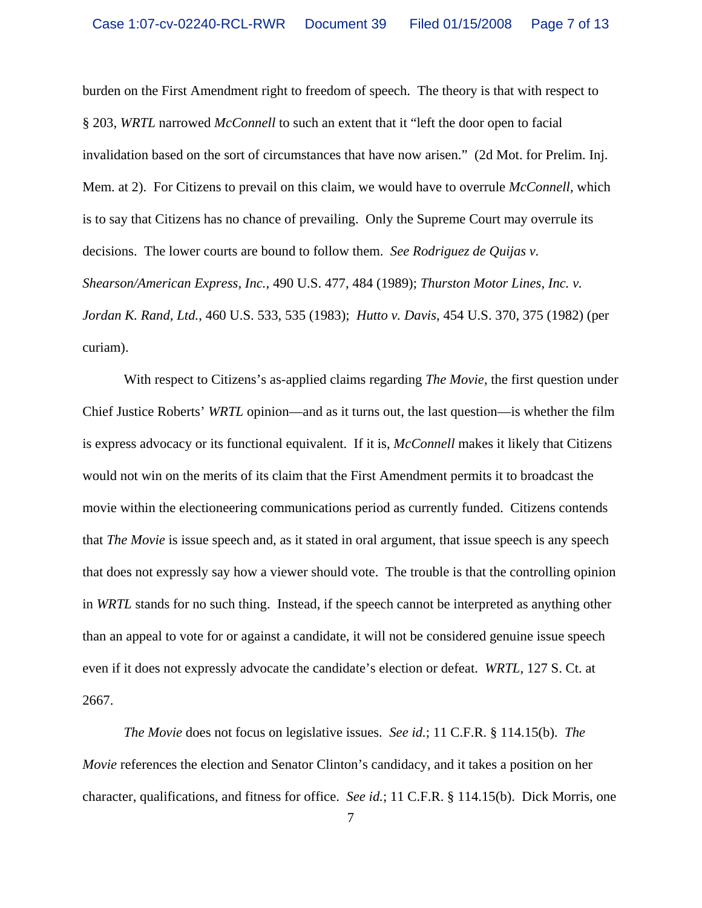burden on the First Amendment right to freedom of speech. The theory is that with respect to § 203, *WRTL* narrowed *McConnell* to such an extent that it "left the door open to facial invalidation based on the sort of circumstances that have now arisen." (2d Mot. for Prelim. Inj. Mem. at 2). For Citizens to prevail on this claim, we would have to overrule *McConnell*, which is to say that Citizens has no chance of prevailing. Only the Supreme Court may overrule its decisions. The lower courts are bound to follow them. *See Rodriguez de Quijas v. Shearson/American Express, Inc.*, 490 U.S. 477, 484 (1989); *Thurston Motor Lines, Inc. v. Jordan K. Rand, Ltd.*, 460 U.S. 533, 535 (1983); *Hutto v. Davis*, 454 U.S. 370, 375 (1982) (per curiam).

With respect to Citizens's as-applied claims regarding *The Movie*, the first question under Chief Justice Roberts' *WRTL* opinion—and as it turns out, the last question—is whether the film is express advocacy or its functional equivalent. If it is, *McConnell* makes it likely that Citizens would not win on the merits of its claim that the First Amendment permits it to broadcast the movie within the electioneering communications period as currently funded. Citizens contends that *The Movie* is issue speech and, as it stated in oral argument, that issue speech is any speech that does not expressly say how a viewer should vote. The trouble is that the controlling opinion in *WRTL* stands for no such thing. Instead, if the speech cannot be interpreted as anything other than an appeal to vote for or against a candidate, it will not be considered genuine issue speech even if it does not expressly advocate the candidate's election or defeat. *WRTL*, 127 S. Ct. at 2667.

*The Movie* does not focus on legislative issues. *See id.*; 11 C.F.R. § 114.15(b). *The Movie* references the election and Senator Clinton's candidacy, and it takes a position on her character, qualifications, and fitness for office. *See id.*; 11 C.F.R. § 114.15(b). Dick Morris, one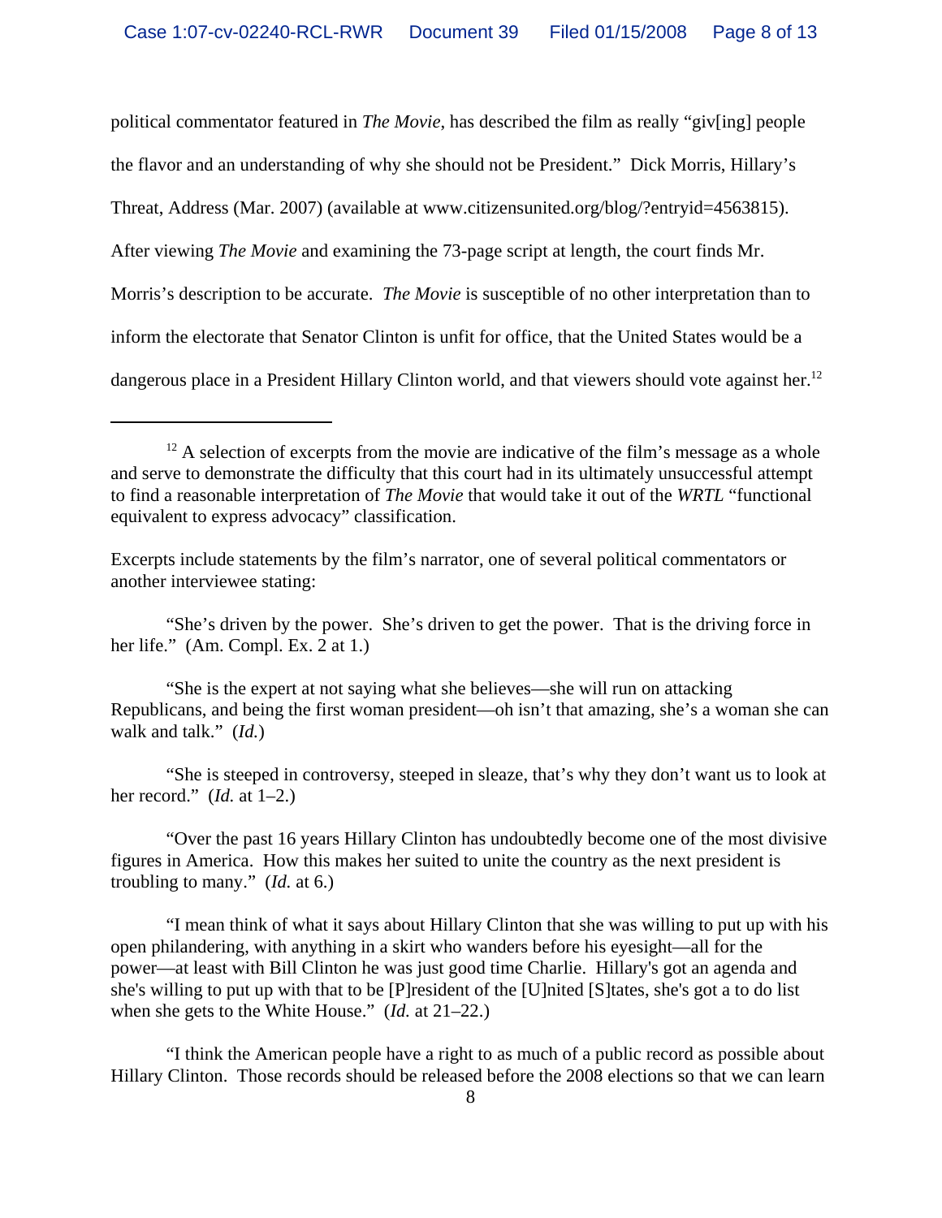political commentator featured in *The Movie*, has described the film as really "giv[ing] people the flavor and an understanding of why she should not be President." Dick Morris, Hillary's Threat, Address (Mar. 2007) (available at www.citizensunited.org/blog/?entryid=4563815). After viewing *The Movie* and examining the 73-page script at length, the court finds Mr. Morris's description to be accurate. *The Movie* is susceptible of no other interpretation than to inform the electorate that Senator Clinton is unfit for office, that the United States would be a dangerous place in a President Hillary Clinton world, and that viewers should vote against her.[12]

---

[12] A selection of excerpts from the movie are indicative of the film's message as a whole and serve to demonstrate the difficulty that this court had in its ultimately unsuccessful attempt to find a reasonable interpretation of *The Movie* that would take it out of the *WRTL* "functional equivalent to express advocacy" classification.

Excerpts include statements by the film's narrator, one of several political commentators or another interviewee stating:

"She's driven by the power. She's driven to get the power. That is the driving force in her life." (Am. Compl. Ex. 2 at 1.)

"She is the expert at not saying what she believes—she will run on attacking Republicans, and being the first woman president—oh isn't that amazing, she's a woman she can walk and talk." (*Id.*)

"She is steeped in controversy, steeped in sleaze, that's why they don't want us to look at her record." (*Id.* at 1–2.)

"Over the past 16 years Hillary Clinton has undoubtedly become one of the most divisive figures in America. How this makes her suited to unite the country as the next president is troubling to many." (*Id.* at 6.)

"I mean think of what it says about Hillary Clinton that she was willing to put up with his open philandering, with anything in a skirt who wanders before his eyesight—all for the power—at least with Bill Clinton he was just good time Charlie. Hillary's got an agenda and she's willing to put up with that to be [P]resident of the [U]nited [S]tates, she's got a to do list when she gets to the White House." (*Id.* at 21–22.)

"I think the American people have a right to as much of a public record as possible about Hillary Clinton. Those records should be released before the 2008 elections so that we can learn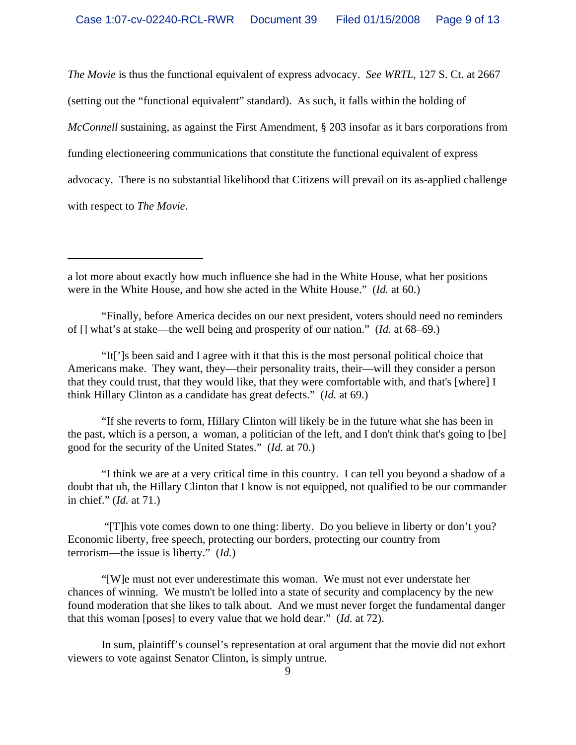*The Movie* is thus the functional equivalent of express advocacy. *See WRTL*, 127 S. Ct. at 2667 (setting out the "functional equivalent" standard). As such, it falls within the holding of *McConnell* sustaining, as against the First Amendment, § 203 insofar as it bars corporations from funding electioneering communications that constitute the functional equivalent of express advocacy. There is no substantial likelihood that Citizens will prevail on its as-applied challenge with respect to *The Movie*.

---

a lot more about exactly how much influence she had in the White House, what her positions were in the White House, and how she acted in the White House." (*Id.* at 60.)

"Finally, before America decides on our next president, voters should need no reminders of [] what's at stake—the well being and prosperity of our nation." (*Id.* at 68–69.)

"It[']s been said and I agree with it that this is the most personal political choice that Americans make. They want, they—their personality traits, their—will they consider a person that they could trust, that they would like, that they were comfortable with, and that's [where] I think Hillary Clinton as a candidate has great defects." (*Id.* at 69.)

"If she reverts to form, Hillary Clinton will likely be in the future what she has been in the past, which is a person, a woman, a politician of the left, and I don't think that's going to [be] good for the security of the United States." (*Id.* at 70.)

"I think we are at a very critical time in this country. I can tell you beyond a shadow of a doubt that uh, the Hillary Clinton that I know is not equipped, not qualified to be our commander in chief." (*Id.* at 71.)

"[T]his vote comes down to one thing: liberty. Do you believe in liberty or don't you? Economic liberty, free speech, protecting our borders, protecting our country from terrorism—the issue is liberty." (*Id.*)

"[W]e must not ever underestimate this woman. We must not ever understate her chances of winning. We mustn't be lolled into a state of security and complacency by the new found moderation that she likes to talk about. And we must never forget the fundamental danger that this woman [poses] to every value that we hold dear." (*Id.* at 72).

In sum, plaintiff's counsel's representation at oral argument that the movie did not exhort viewers to vote against Senator Clinton, is simply untrue.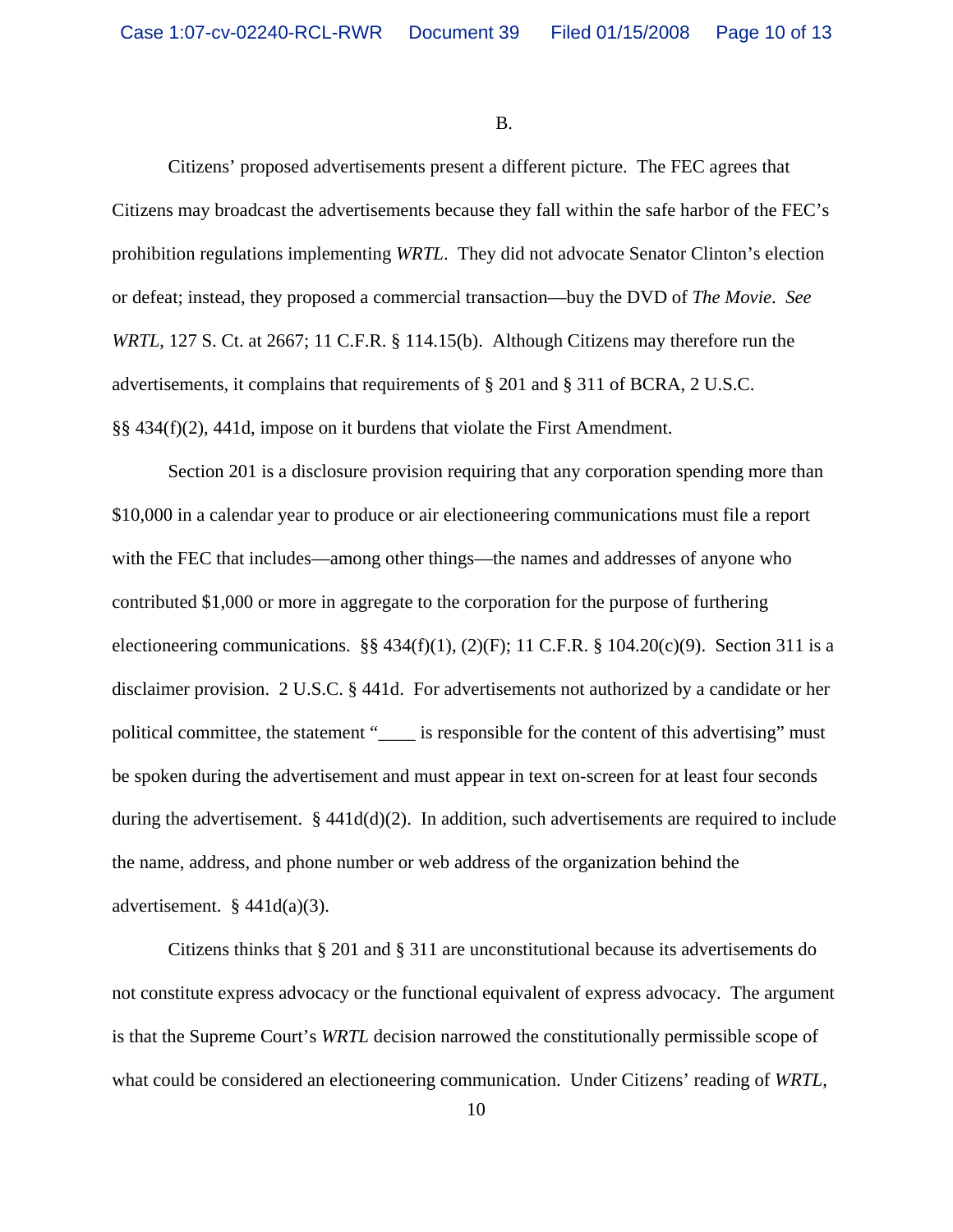B.

Citizens' proposed advertisements present a different picture. The FEC agrees that Citizens may broadcast the advertisements because they fall within the safe harbor of the FEC's prohibition regulations implementing *WRTL*. They did not advocate Senator Clinton's election or defeat; instead, they proposed a commercial transaction—buy the DVD of *The Movie*. *See WRTL*, 127 S. Ct. at 2667; 11 C.F.R. § 114.15(b). Although Citizens may therefore run the advertisements, it complains that requirements of § 201 and § 311 of BCRA, 2 U.S.C. §§ 434(f)(2), 441d, impose on it burdens that violate the First Amendment.

Section 201 is a disclosure provision requiring that any corporation spending more than $10,000 in a calendar year to produce or air electioneering communications must file a report with the FEC that includes—among other things—the names and addresses of anyone who contributed $1,000 or more in aggregate to the corporation for the purpose of furthering electioneering communications. §§ 434(f)(1), (2)(F); 11 C.F.R. § 104.20(c)(9). Section 311 is a disclaimer provision. 2 U.S.C. § 441d. For advertisements not authorized by a candidate or her political committee, the statement "____ is responsible for the content of this advertising" must be spoken during the advertisement and must appear in text on-screen for at least four seconds during the advertisement. § 441d(d)(2). In addition, such advertisements are required to include the name, address, and phone number or web address of the organization behind the advertisement. § 441d(a)(3).

Citizens thinks that § 201 and § 311 are unconstitutional because its advertisements do not constitute express advocacy or the functional equivalent of express advocacy. The argument is that the Supreme Court's *WRTL* decision narrowed the constitutionally permissible scope of what could be considered an electioneering communication. Under Citizens' reading of *WRTL*,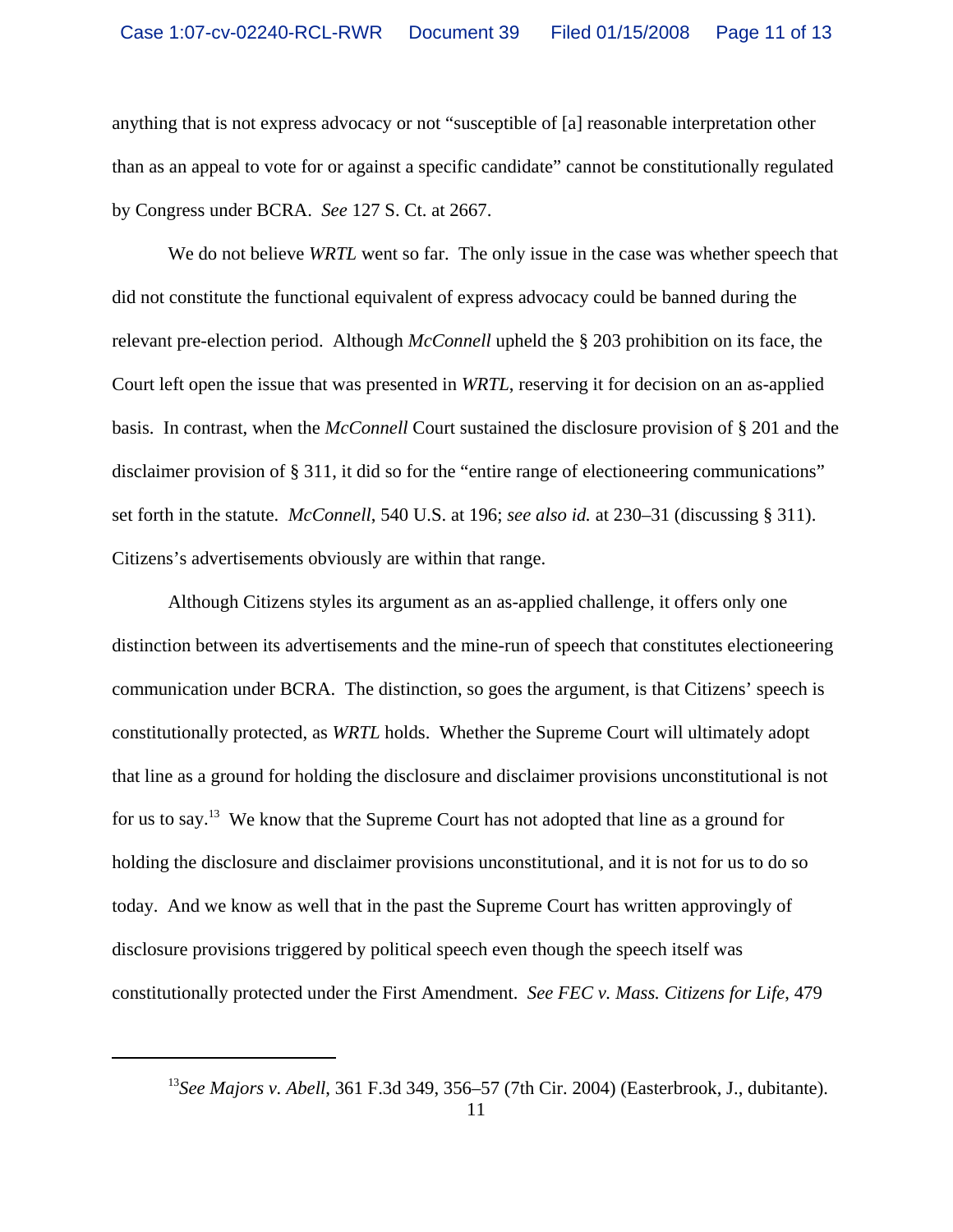anything that is not express advocacy or not "susceptible of [a] reasonable interpretation other than as an appeal to vote for or against a specific candidate" cannot be constitutionally regulated by Congress under BCRA. *See* 127 S. Ct. at 2667.

We do not believe *WRTL* went so far. The only issue in the case was whether speech that did not constitute the functional equivalent of express advocacy could be banned during the relevant pre-election period. Although *McConnell* upheld the § 203 prohibition on its face, the Court left open the issue that was presented in *WRTL*, reserving it for decision on an as-applied basis. In contrast, when the *McConnell* Court sustained the disclosure provision of § 201 and the disclaimer provision of § 311, it did so for the "entire range of electioneering communications" set forth in the statute. *McConnell*, 540 U.S. at 196; *see also id.* at 230–31 (discussing § 311). Citizens's advertisements obviously are within that range.

Although Citizens styles its argument as an as-applied challenge, it offers only one distinction between its advertisements and the mine-run of speech that constitutes electioneering communication under BCRA. The distinction, so goes the argument, is that Citizens' speech is constitutionally protected, as *WRTL* holds. Whether the Supreme Court will ultimately adopt that line as a ground for holding the disclosure and disclaimer provisions unconstitutional is not for us to say.[13] We know that the Supreme Court has not adopted that line as a ground for holding the disclosure and disclaimer provisions unconstitutional, and it is not for us to do so today. And we know as well that in the past the Supreme Court has written approvingly of disclosure provisions triggered by political speech even though the speech itself was constitutionally protected under the First Amendment. *See FEC v. Mass. Citizens for Life*, 479

---

[13]*See Majors v. Abell*, 361 F.3d 349, 356–57 (7th Cir. 2004) (Easterbrook, J., dubitante).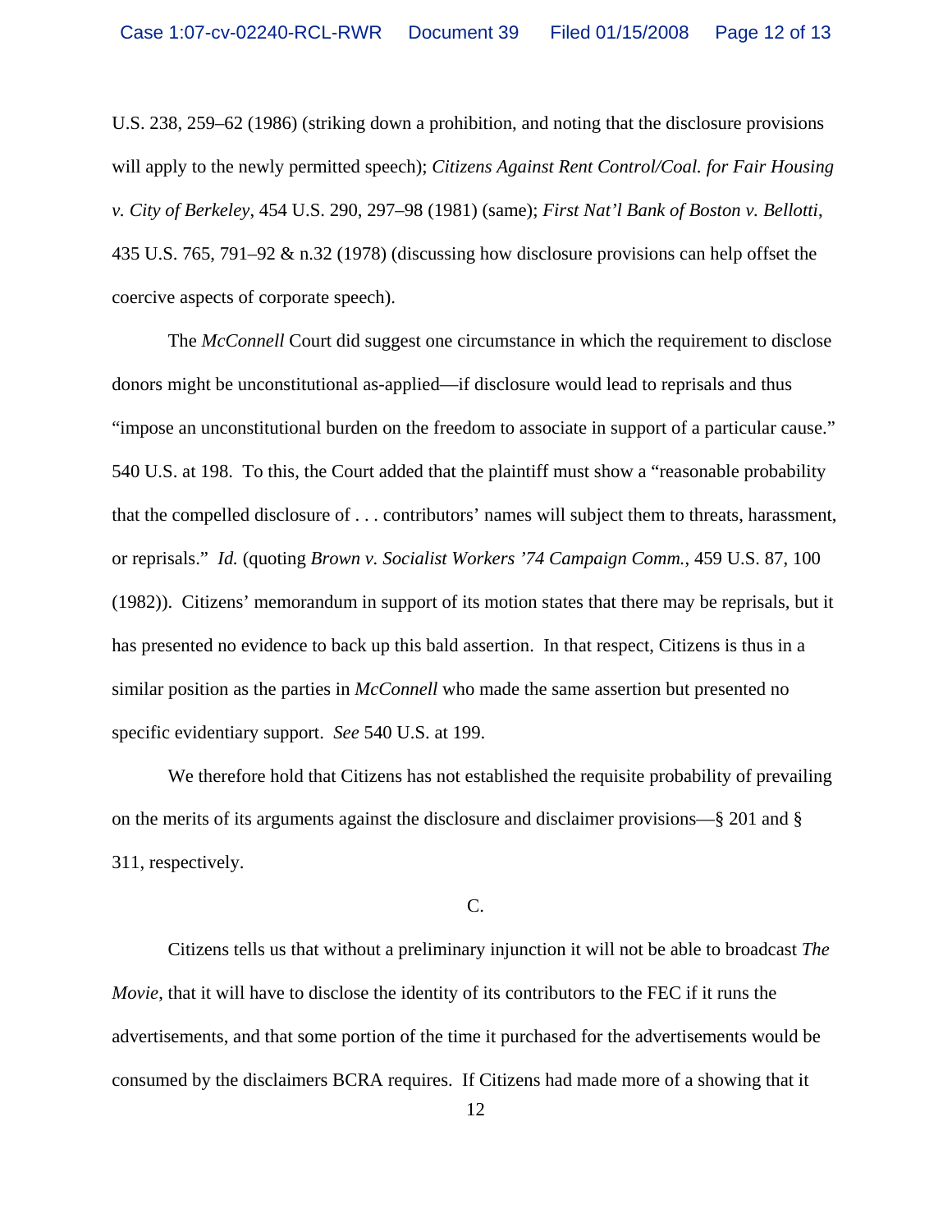U.S. 238, 259–62 (1986) (striking down a prohibition, and noting that the disclosure provisions will apply to the newly permitted speech); *Citizens Against Rent Control/Coal. for Fair Housing v. City of Berkeley*, 454 U.S. 290, 297–98 (1981) (same); *First Nat'l Bank of Boston v. Bellotti*, 435 U.S. 765, 791–92 & n.32 (1978) (discussing how disclosure provisions can help offset the coercive aspects of corporate speech).

The *McConnell* Court did suggest one circumstance in which the requirement to disclose donors might be unconstitutional as-applied—if disclosure would lead to reprisals and thus "impose an unconstitutional burden on the freedom to associate in support of a particular cause." 540 U.S. at 198. To this, the Court added that the plaintiff must show a "reasonable probability that the compelled disclosure of . . . contributors' names will subject them to threats, harassment, or reprisals." *Id.* (quoting *Brown v. Socialist Workers '74 Campaign Comm.*, 459 U.S. 87, 100 (1982)). Citizens' memorandum in support of its motion states that there may be reprisals, but it has presented no evidence to back up this bald assertion. In that respect, Citizens is thus in a similar position as the parties in *McConnell* who made the same assertion but presented no specific evidentiary support. *See* 540 U.S. at 199.

We therefore hold that Citizens has not established the requisite probability of prevailing on the merits of its arguments against the disclosure and disclaimer provisions—§ 201 and § 311, respectively.

C.

Citizens tells us that without a preliminary injunction it will not be able to broadcast *The Movie*, that it will have to disclose the identity of its contributors to the FEC if it runs the advertisements, and that some portion of the time it purchased for the advertisements would be consumed by the disclaimers BCRA requires. If Citizens had made more of a showing that it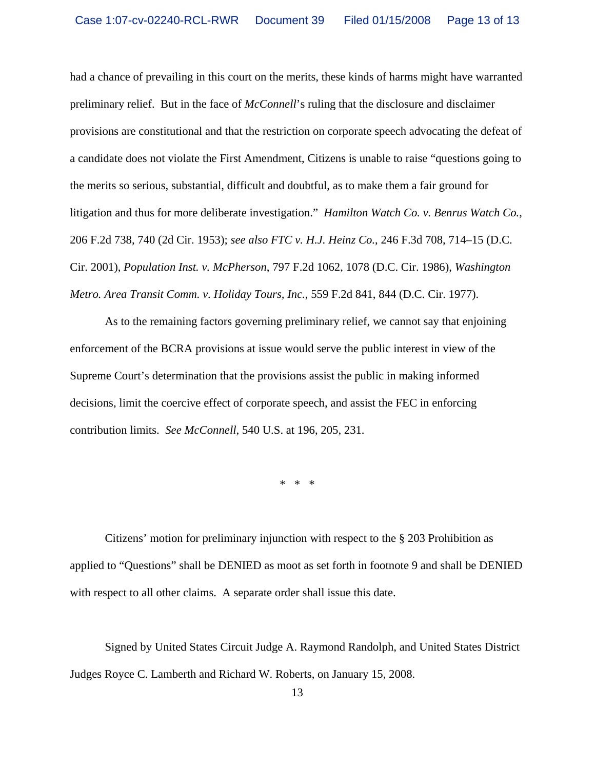had a chance of prevailing in this court on the merits, these kinds of harms might have warranted preliminary relief. But in the face of *McConnell*'s ruling that the disclosure and disclaimer provisions are constitutional and that the restriction on corporate speech advocating the defeat of a candidate does not violate the First Amendment, Citizens is unable to raise "questions going to the merits so serious, substantial, difficult and doubtful, as to make them a fair ground for litigation and thus for more deliberate investigation." *Hamilton Watch Co. v. Benrus Watch Co.*, 206 F.2d 738, 740 (2d Cir. 1953); *see also FTC v. H.J. Heinz Co.*, 246 F.3d 708, 714–15 (D.C. Cir. 2001), *Population Inst. v. McPherson*, 797 F.2d 1062, 1078 (D.C. Cir. 1986), *Washington Metro. Area Transit Comm. v. Holiday Tours, Inc.*, 559 F.2d 841, 844 (D.C. Cir. 1977).

As to the remaining factors governing preliminary relief, we cannot say that enjoining enforcement of the BCRA provisions at issue would serve the public interest in view of the Supreme Court's determination that the provisions assist the public in making informed decisions, limit the coercive effect of corporate speech, and assist the FEC in enforcing contribution limits. *See McConnell*, 540 U.S. at 196, 205, 231.

\* \* \*

Citizens' motion for preliminary injunction with respect to the § 203 Prohibition as applied to "Questions" shall be DENIED as moot as set forth in footnote 9 and shall be DENIED with respect to all other claims. A separate order shall issue this date.

Signed by United States Circuit Judge A. Raymond Randolph, and United States District Judges Royce C. Lamberth and Richard W. Roberts, on January 15, 2008.